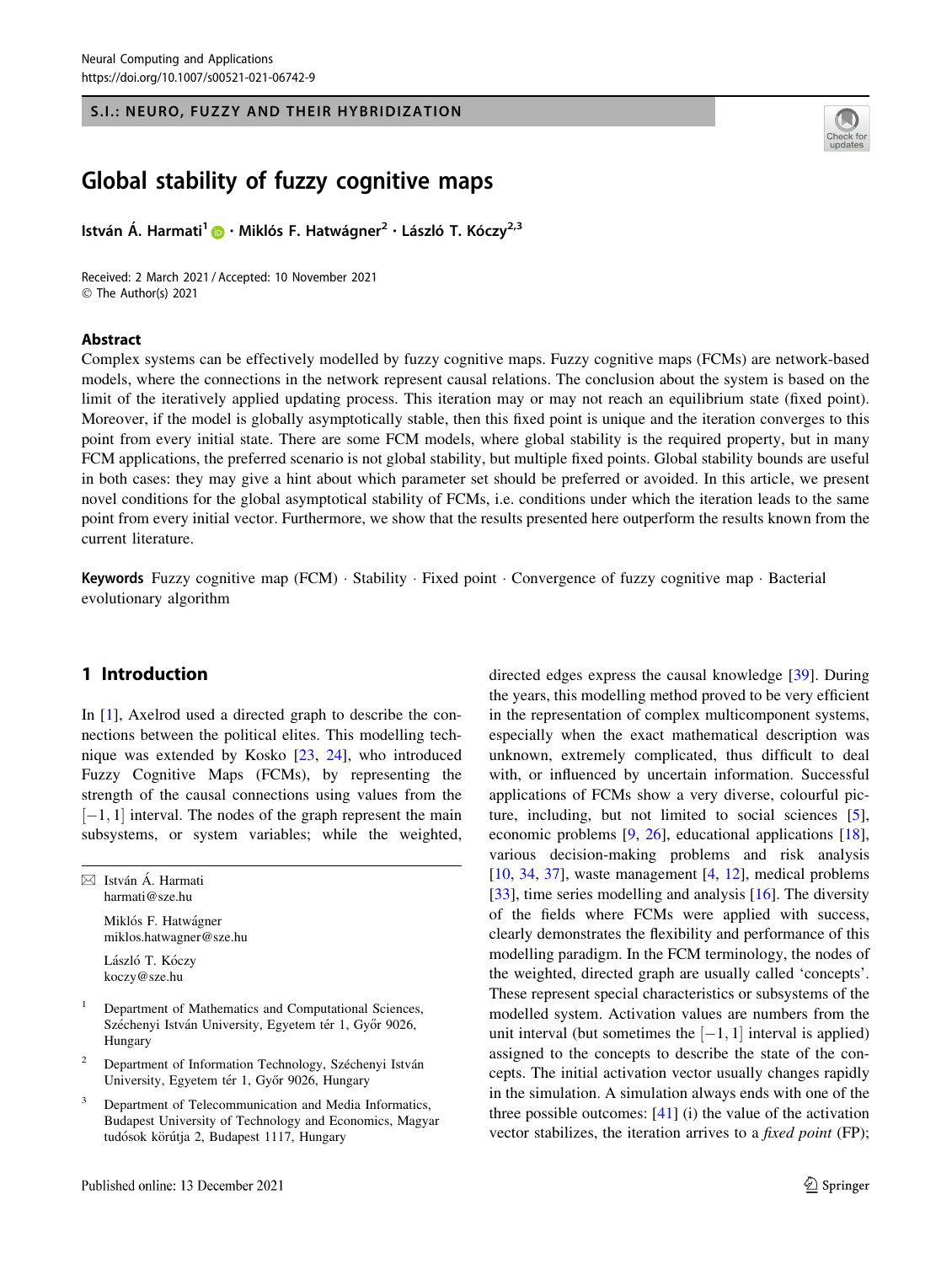S.I.: NEURO, FUZZY AND THEIR HYBRIDIZATION

# Global stability of fuzzy cognitive maps

István Á. Harmati[1] · Miklós F. Hatwágner[2] · László T. Kóczy[2,3]

Received: 2 March 2021 / Accepted: 10 November 2021
© The Author(s) 2021

## Abstract

Complex systems can be effectively modelled by fuzzy cognitive maps. Fuzzy cognitive maps (FCMs) are network-based models, where the connections in the network represent causal relations. The conclusion about the system is based on the limit of the iteratively applied updating process. This iteration may or may not reach an equilibrium state (fixed point). Moreover, if the model is globally asymptotically stable, then this fixed point is unique and the iteration converges to this point from every initial state. There are some FCM models, where global stability is the required property, but in many FCM applications, the preferred scenario is not global stability, but multiple fixed points. Global stability bounds are useful in both cases: they may give a hint about which parameter set should be preferred or avoided. In this article, we present novel conditions for the global asymptotical stability of FCMs, i.e. conditions under which the iteration leads to the same point from every initial vector. Furthermore, we show that the results presented here outperform the results known from the current literature.

**Keywords** Fuzzy cognitive map (FCM) · Stability · Fixed point · Convergence of fuzzy cognitive map · Bacterial evolutionary algorithm

## 1 Introduction

In [1], Axelrod used a directed graph to describe the connections between the political elites. This modelling technique was extended by Kosko [23, 24], who introduced Fuzzy Cognitive Maps (FCMs), by representing the strength of the causal connections using values from the $[-1, 1]$ interval. The nodes of the graph represent the main subsystems, or system variables; while the weighted, directed edges express the causal knowledge [39]. During the years, this modelling method proved to be very efficient in the representation of complex multicomponent systems, especially when the exact mathematical description was unknown, extremely complicated, thus difficult to deal with, or influenced by uncertain information. Successful applications of FCMs show a very diverse, colourful picture, including, but not limited to social sciences [5], economic problems [9, 26], educational applications [18], various decision-making problems and risk analysis [10, 34, 37], waste management [4, 12], medical problems [33], time series modelling and analysis [16]. The diversity of the fields where FCMs were applied with success, clearly demonstrates the flexibility and performance of this modelling paradigm. In the FCM terminology, the nodes of the weighted, directed graph are usually called 'concepts'. These represent special characteristics or subsystems of the modelled system. Activation values are numbers from the unit interval (but sometimes the $[-1, 1]$ interval is applied) assigned to the concepts to describe the state of the concepts. The initial activation vector usually changes rapidly in the simulation. A simulation always ends with one of the three possible outcomes: [41] (i) the value of the activation vector stabilizes, the iteration arrives to a *fixed point* (FP);

---

✉ István Á. Harmati
harmati@sze.hu

Miklós F. Hatwágner
miklos.hatwagner@sze.hu

László T. Kóczy
koczy@sze.hu

[1] Department of Mathematics and Computational Sciences, Széchenyi István University, Egyetem tér 1, Győr 9026, Hungary

[2] Department of Information Technology, Széchenyi István University, Egyetem tér 1, Győr 9026, Hungary

[3] Department of Telecommunication and Media Informatics, Budapest University of Technology and Economics, Magyar tudósok körútja 2, Budapest 1117, Hungary

Published online: 13 December 2021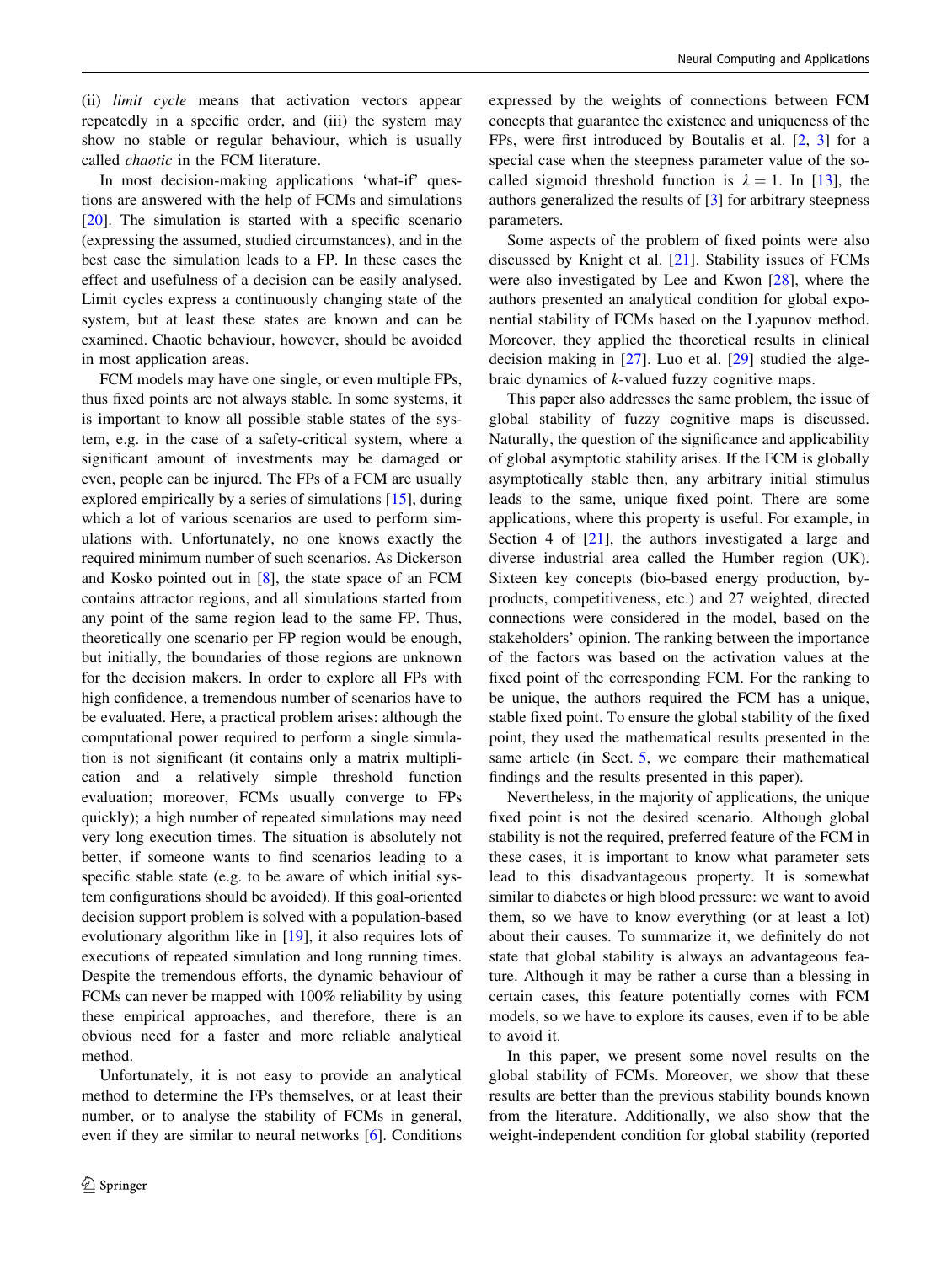(ii) *limit cycle* means that activation vectors appear repeatedly in a specific order, and (iii) the system may show no stable or regular behaviour, which is usually called *chaotic* in the FCM literature.

In most decision-making applications 'what-if' questions are answered with the help of FCMs and simulations [20]. The simulation is started with a specific scenario (expressing the assumed, studied circumstances), and in the best case the simulation leads to a FP. In these cases the effect and usefulness of a decision can be easily analysed. Limit cycles express a continuously changing state of the system, but at least these states are known and can be examined. Chaotic behaviour, however, should be avoided in most application areas.

FCM models may have one single, or even multiple FPs, thus fixed points are not always stable. In some systems, it is important to know all possible stable states of the system, e.g. in the case of a safety-critical system, where a significant amount of investments may be damaged or even, people can be injured. The FPs of a FCM are usually explored empirically by a series of simulations [15], during which a lot of various scenarios are used to perform simulations with. Unfortunately, no one knows exactly the required minimum number of such scenarios. As Dickerson and Kosko pointed out in [8], the state space of an FCM contains attractor regions, and all simulations started from any point of the same region lead to the same FP. Thus, theoretically one scenario per FP region would be enough, but initially, the boundaries of those regions are unknown for the decision makers. In order to explore all FPs with high confidence, a tremendous number of scenarios have to be evaluated. Here, a practical problem arises: although the computational power required to perform a single simulation is not significant (it contains only a matrix multiplication and a relatively simple threshold function evaluation; moreover, FCMs usually converge to FPs quickly); a high number of repeated simulations may need very long execution times. The situation is absolutely not better, if someone wants to find scenarios leading to a specific stable state (e.g. to be aware of which initial system configurations should be avoided). If this goal-oriented decision support problem is solved with a population-based evolutionary algorithm like in [19], it also requires lots of executions of repeated simulation and long running times. Despite the tremendous efforts, the dynamic behaviour of FCMs can never be mapped with 100% reliability by using these empirical approaches, and therefore, there is an obvious need for a faster and more reliable analytical method.

Unfortunately, it is not easy to provide an analytical method to determine the FPs themselves, or at least their number, or to analyse the stability of FCMs in general, even if they are similar to neural networks [6]. Conditions expressed by the weights of connections between FCM concepts that guarantee the existence and uniqueness of the FPs, were first introduced by Boutalis et al. [2, 3] for a special case when the steepness parameter value of the so-called sigmoid threshold function is $\lambda = 1$. In [13], the authors generalized the results of [3] for arbitrary steepness parameters.

Some aspects of the problem of fixed points were also discussed by Knight et al. [21]. Stability issues of FCMs were also investigated by Lee and Kwon [28], where the authors presented an analytical condition for global exponential stability of FCMs based on the Lyapunov method. Moreover, they applied the theoretical results in clinical decision making in [27]. Luo et al. [29] studied the algebraic dynamics of $k$-valued fuzzy cognitive maps.

This paper also addresses the same problem, the issue of global stability of fuzzy cognitive maps is discussed. Naturally, the question of the significance and applicability of global asymptotic stability arises. If the FCM is globally asymptotically stable then, any arbitrary initial stimulus leads to the same, unique fixed point. There are some applications, where this property is useful. For example, in Section 4 of [21], the authors investigated a large and diverse industrial area called the Humber region (UK). Sixteen key concepts (bio-based energy production, by-products, competitiveness, etc.) and 27 weighted, directed connections were considered in the model, based on the stakeholders' opinion. The ranking between the importance of the factors was based on the activation values at the fixed point of the corresponding FCM. For the ranking to be unique, the authors required the FCM has a unique, stable fixed point. To ensure the global stability of the fixed point, they used the mathematical results presented in the same article (in Sect. 5, we compare their mathematical findings and the results presented in this paper).

Nevertheless, in the majority of applications, the unique fixed point is not the desired scenario. Although global stability is not the required, preferred feature of the FCM in these cases, it is important to know what parameter sets lead to this disadvantageous property. It is somewhat similar to diabetes or high blood pressure: we want to avoid them, so we have to know everything (or at least a lot) about their causes. To summarize it, we definitely do not state that global stability is always an advantageous feature. Although it may be rather a curse than a blessing in certain cases, this feature potentially comes with FCM models, so we have to explore its causes, even if to be able to avoid it.

In this paper, we present some novel results on the global stability of FCMs. Moreover, we show that these results are better than the previous stability bounds known from the literature. Additionally, we also show that the weight-independent condition for global stability (reported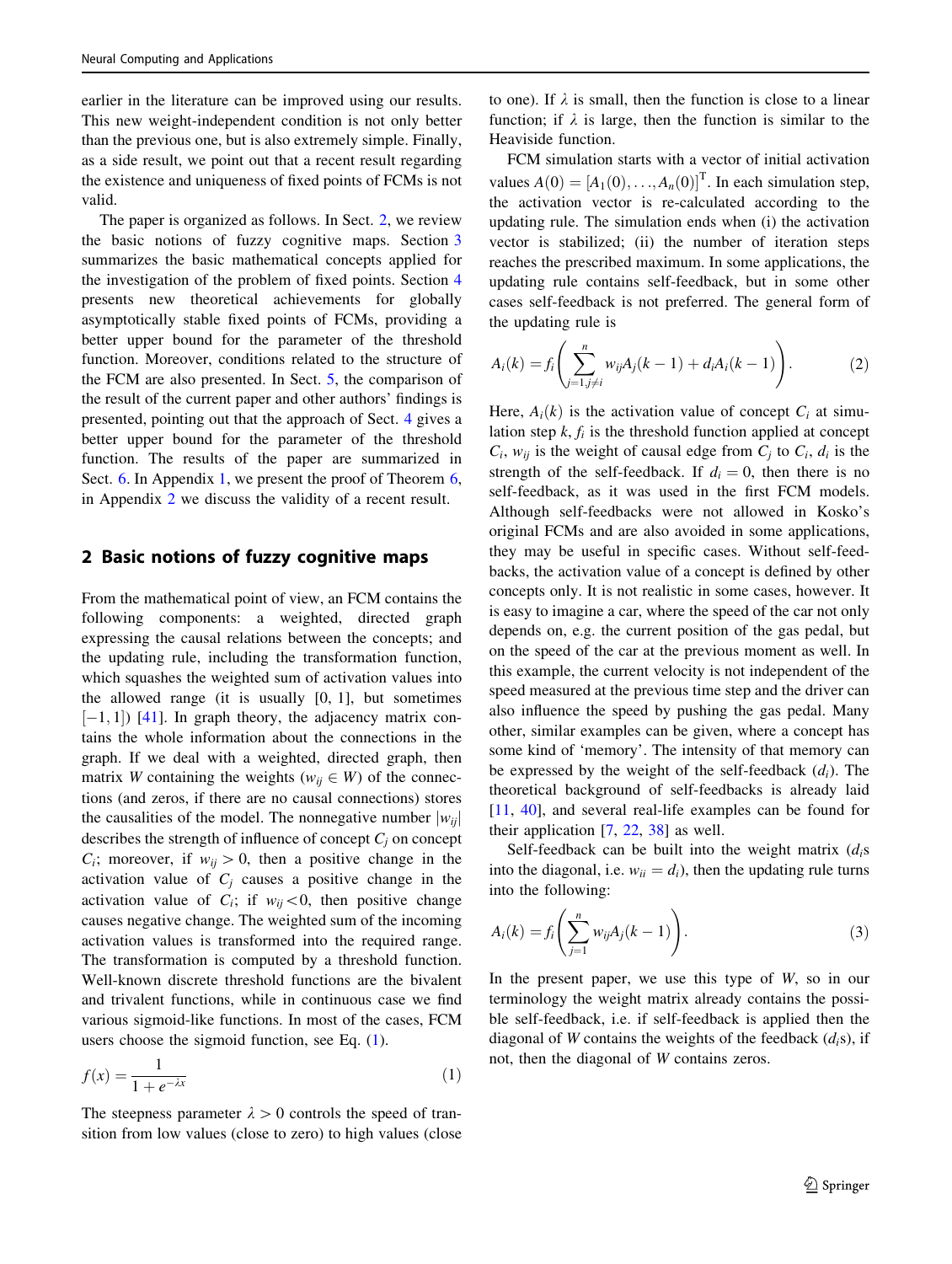earlier in the literature can be improved using our results. This new weight-independent condition is not only better than the previous one, but is also extremely simple. Finally, as a side result, we point out that a recent result regarding the existence and uniqueness of fixed points of FCMs is not valid.

The paper is organized as follows. In Sect. 2, we review the basic notions of fuzzy cognitive maps. Section 3 summarizes the basic mathematical concepts applied for the investigation of the problem of fixed points. Section 4 presents new theoretical achievements for globally asymptotically stable fixed points of FCMs, providing a better upper bound for the parameter of the threshold function. Moreover, conditions related to the structure of the FCM are also presented. In Sect. 5, the comparison of the result of the current paper and other authors' findings is presented, pointing out that the approach of Sect. 4 gives a better upper bound for the parameter of the threshold function. The results of the paper are summarized in Sect. 6. In Appendix 1, we present the proof of Theorem 6, in Appendix 2 we discuss the validity of a recent result.

## 2 Basic notions of fuzzy cognitive maps

From the mathematical point of view, an FCM contains the following components: a weighted, directed graph expressing the causal relations between the concepts; and the updating rule, including the transformation function, which squashes the weighted sum of activation values into the allowed range (it is usually [0, 1], but sometimes $[-1, 1]$) [41]. In graph theory, the adjacency matrix contains the whole information about the connections in the graph. If we deal with a weighted, directed graph, then matrix $W$ containing the weights ($w_{ij} \in W$) of the connections (and zeros, if there are no causal connections) stores the causalities of the model. The nonnegative number $|w_{ij}|$ describes the strength of influence of concept $C_j$ on concept $C_i$; moreover, if $w_{ij} > 0$, then a positive change in the activation value of $C_j$ causes a positive change in the activation value of $C_i$; if $w_{ij} < 0$, then positive change causes negative change. The weighted sum of the incoming activation values is transformed into the required range. The transformation is computed by a threshold function. Well-known discrete threshold functions are the bivalent and trivalent functions, while in continuous case we find various sigmoid-like functions. In most of the cases, FCM users choose the sigmoid function, see Eq. (1).

$$f(x) = \frac{1}{1 + e^{-\lambda x}} \tag{1}$$

The steepness parameter $\lambda > 0$ controls the speed of transition from low values (close to zero) to high values (close to one). If $\lambda$ is small, then the function is close to a linear function; if $\lambda$ is large, then the function is similar to the Heaviside function.

FCM simulation starts with a vector of initial activation values $A(0) = [A_1(0), \ldots, A_n(0)]^{\mathrm{T}}$. In each simulation step, the activation vector is re-calculated according to the updating rule. The simulation ends when (i) the activation vector is stabilized; (ii) the number of iteration steps reaches the prescribed maximum. In some applications, the updating rule contains self-feedback, but in some other cases self-feedback is not preferred. The general form of the updating rule is

$$A_i(k) = f_i\left(\sum_{j=1, j \neq i}^{n} w_{ij} A_j(k-1) + d_i A_i(k-1)\right). \tag{2}$$

Here, $A_i(k)$ is the activation value of concept $C_i$ at simulation step $k$, $f_i$ is the threshold function applied at concept $C_i$, $w_{ij}$ is the weight of causal edge from $C_j$ to $C_i$, $d_i$ is the strength of the self-feedback. If $d_i = 0$, then there is no self-feedback, as it was used in the first FCM models. Although self-feedbacks were not allowed in Kosko's original FCMs and are also avoided in some applications, they may be useful in specific cases. Without self-feedbacks, the activation value of a concept is defined by other concepts only. It is not realistic in some cases, however. It is easy to imagine a car, where the speed of the car not only depends on, e.g. the current position of the gas pedal, but on the speed of the car at the previous moment as well. In this example, the current velocity is not independent of the speed measured at the previous time step and the driver can also influence the speed by pushing the gas pedal. Many other, similar examples can be given, where a concept has some kind of 'memory'. The intensity of that memory can be expressed by the weight of the self-feedback ($d_i$). The theoretical background of self-feedbacks is already laid [11, 40], and several real-life examples can be found for their application [7, 22, 38] as well.

Self-feedback can be built into the weight matrix ($d_i$s into the diagonal, i.e. $w_{ii} = d_i$), then the updating rule turns into the following:

$$A_i(k) = f_i\left(\sum_{j=1}^{n} w_{ij} A_j(k-1)\right). \tag{3}$$

In the present paper, we use this type of $W$, so in our terminology the weight matrix already contains the possible self-feedback, i.e. if self-feedback is applied then the diagonal of $W$ contains the weights of the feedback ($d_i$s), if not, then the diagonal of $W$ contains zeros.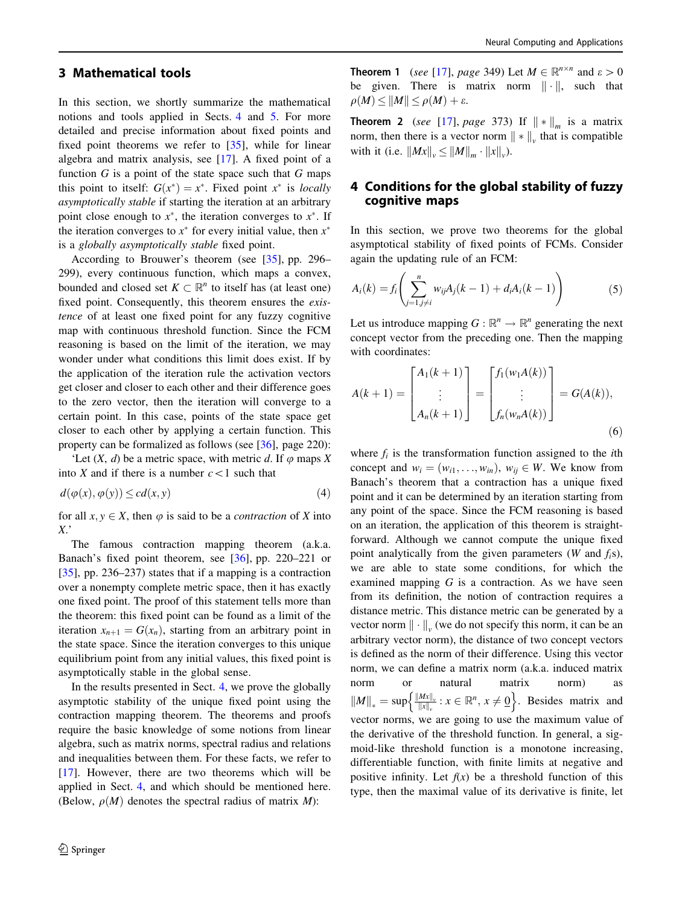## 3 Mathematical tools

In this section, we shortly summarize the mathematical notions and tools applied in Sects. 4 and 5. For more detailed and precise information about fixed points and fixed point theorems we refer to [35], while for linear algebra and matrix analysis, see [17]. A fixed point of a function $G$ is a point of the state space such that $G$ maps this point to itself: $G(x^*) = x^*$. Fixed point $x^*$ is *locally asymptotically stable* if starting the iteration at an arbitrary point close enough to $x^*$, the iteration converges to $x^*$. If the iteration converges to $x^*$ for every initial value, then $x^*$ is a *globally asymptotically stable* fixed point.

According to Brouwer's theorem (see [35], pp. 296–299), every continuous function, which maps a convex, bounded and closed set $K \subset \mathbb{R}^n$ to itself has (at least one) fixed point. Consequently, this theorem ensures the *existence* of at least one fixed point for any fuzzy cognitive map with continuous threshold function. Since the FCM reasoning is based on the limit of the iteration, we may wonder under what conditions this limit does exist. If by the application of the iteration rule the activation vectors get closer and closer to each other and their difference goes to the zero vector, then the iteration will converge to a certain point. In this case, points of the state space get closer to each other by applying a certain function. This property can be formalized as follows (see [36], page 220):

'Let $(X, d)$ be a metric space, with metric $d$. If $\varphi$ maps $X$ into $X$ and if there is a number $c < 1$ such that

$$d(\varphi(x), \varphi(y)) \leq c d(x, y) \tag{4}$$

for all $x, y \in X$, then $\varphi$ is said to be a *contraction* of $X$ into $X$.'

The famous contraction mapping theorem (a.k.a. Banach's fixed point theorem, see [36], pp. 220–221 or [35], pp. 236–237) states that if a mapping is a contraction over a nonempty complete metric space, then it has exactly one fixed point. The proof of this statement tells more than the theorem: this fixed point can be found as a limit of the iteration $x_{n+1} = G(x_n)$, starting from an arbitrary point in the state space. Since the iteration converges to this unique equilibrium point from any initial values, this fixed point is asymptotically stable in the global sense.

In the results presented in Sect. 4, we prove the globally asymptotic stability of the unique fixed point using the contraction mapping theorem. The theorems and proofs require the basic knowledge of some notions from linear algebra, such as matrix norms, spectral radius and relations and inequalities between them. For these facts, we refer to [17]. However, there are two theorems which will be applied in Sect. 4, and which should be mentioned here. (Below, $\rho(M)$ denotes the spectral radius of matrix $M$):

**Theorem 1** (*see* [17], *page* 349) Let $M \in \mathbb{R}^{n \times n}$ and $\varepsilon > 0$ be given. There is matrix norm $\|\cdot\|$, such that $\rho(M) \leq \|M\| \leq \rho(M) + \varepsilon$.

**Theorem 2** (*see* [17], *page* 373) If $\|*\|_m$ is a matrix norm, then there is a vector norm $\|*\|_v$ that is compatible with it (i.e. $\|Mx\|_v \leq \|M\|_m \cdot \|x\|_v$).

## 4 Conditions for the global stability of fuzzy cognitive maps

In this section, we prove two theorems for the global asymptotical stability of fixed points of FCMs. Consider again the updating rule of an FCM:

$$A_i(k) = f_i\left(\sum_{j=1, j\neq i}^{n} w_{ij}A_j(k-1) + d_iA_i(k-1)\right) \tag{5}$$

Let us introduce mapping $G : \mathbb{R}^n \to \mathbb{R}^n$ generating the next concept vector from the preceding one. Then the mapping with coordinates:

$$A(k+1) = \begin{bmatrix} A_1(k+1) \\ \vdots \\ A_n(k+1) \end{bmatrix} = \begin{bmatrix} f_1(w_1A(k)) \\ \vdots \\ f_n(w_nA(k)) \end{bmatrix} = G(A(k)), \tag{6}$$

where $f_i$ is the transformation function assigned to the $i$th concept and $w_i = (w_{i1}, \ldots, w_{in})$, $w_{ij} \in W$. We know from Banach's theorem that a contraction has a unique fixed point and it can be determined by an iteration starting from any point of the space. Since the FCM reasoning is based on an iteration, the application of this theorem is straightforward. Although we cannot compute the unique fixed point analytically from the given parameters ($W$ and $f_i$s), we are able to state some conditions, for which the examined mapping $G$ is a contraction. As we have seen from its definition, the notion of contraction requires a distance metric. This distance metric can be generated by a vector norm $\|\cdot\|_v$ (we do not specify this norm, it can be an arbitrary vector norm), the distance of two concept vectors is defined as the norm of their difference. Using this vector norm, we can define a matrix norm (a.k.a. induced matrix norm or natural matrix norm) as $\|M\|_* = \sup\left\{\frac{\|Mx\|_v}{\|x\|_v} : x \in \mathbb{R}^n, x \neq \underline{0}\right\}$. Besides matrix and vector norms, we are going to use the maximum value of the derivative of the threshold function. In general, a sigmoid-like threshold function is a monotone increasing, differentiable function, with finite limits at negative and positive infinity. Let $f(x)$ be a threshold function of this type, then the maximal value of its derivative is finite, let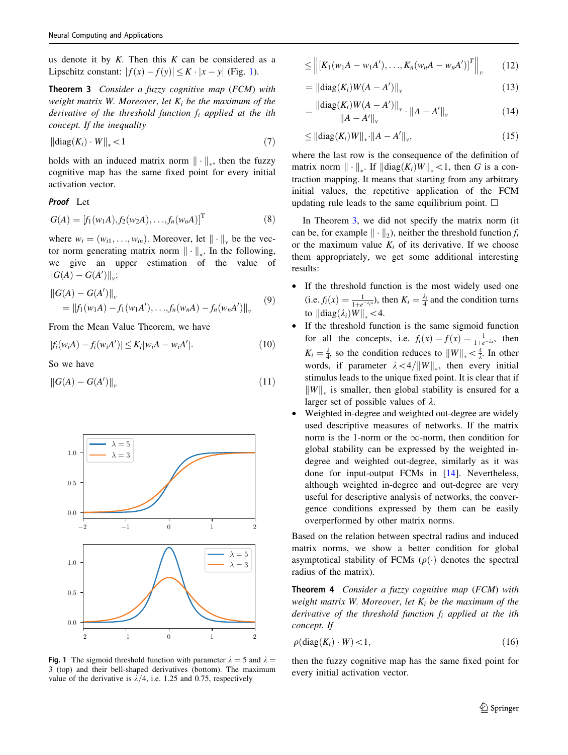us denote it by $K$. Then this $K$ can be considered as a Lipschitz constant: $|f(x) - f(y)| \leq K \cdot |x - y|$ (Fig. 1).

**Theorem 3** *Consider a fuzzy cognitive map (FCM) with weight matrix W. Moreover, let $K_i$ be the maximum of the derivative of the threshold function $f_i$ applied at the ith concept. If the inequality*

$$\|\mathrm{diag}(K_i) \cdot W\|_* < 1 \tag{7}$$

*holds with an induced matrix norm $\|\cdot\|_*$, then the fuzzy cognitive map has the same fixed point for every initial activation vector.*

***Proof*** Let

$$G(A) = [f_1(w_1A), f_2(w_2A), \ldots, f_n(w_nA)]^{\mathrm{T}} \tag{8}$$

where $w_i = (w_{i1}, \ldots, w_{in})$. Moreover, let $\|\cdot\|_v$ be the vector norm generating matrix norm $\|\cdot\|_*$. In the following, we give an upper estimation of the value of $\|G(A) - G(A')\|_v$:

$$\begin{aligned}&\|G(A) - G(A')\|_v \\ &\quad = \|f_1(w_1A) - f_1(w_1A'), \ldots, f_n(w_nA) - f_n(w_nA')\|_v\end{aligned} \tag{9}$$

From the Mean Value Theorem, we have

$$|f_i(w_iA) - f_i(w_iA')| \leq K_i|w_iA - w_iA'|. \tag{10}$$

So we have

$$\|G(A) - G(A')\|_v \tag{11}$$

$$\leq \left\| [K_1(w_1A - w_1A'), \ldots, K_n(w_nA - w_nA')]^T \right\|_v \tag{12}$$

$$= \|\mathrm{diag}(K_i)W(A - A')\|_v \tag{13}$$

$$= \frac{\|\mathrm{diag}(K_i)W(A - A')\|_v}{\|A - A'\|_v} \cdot \|A - A'\|_v \tag{14}$$

$$\leq \|\mathrm{diag}(K_i)W\|_* \cdot \|A - A'\|_v, \tag{15}$$

where the last row is the consequence of the definition of matrix norm $\|\cdot\|_*$. If $\|\mathrm{diag}(K_i)W\|_* < 1$, then $G$ is a contraction mapping. It means that starting from any arbitrary initial values, the repetitive application of the FCM updating rule leads to the same equilibrium point. □

In Theorem 3, we did not specify the matrix norm (it can be, for example $\|\cdot\|_2$), neither the threshold function $f_i$ or the maximum value $K_i$ of its derivative. If we choose them appropriately, we get some additional interesting results:

- If the threshold function is the most widely used one (i.e. $f_i(x) = \frac{1}{1+e^{-\lambda_i x}}$), then $K_i = \frac{\lambda_i}{4}$ and the condition turns to $\|\mathrm{diag}(\lambda_i)W\|_* < 4$.
- If the threshold function is the same sigmoid function for all the concepts, i.e. $f_i(x) = f(x) = \frac{1}{1+e^{-\lambda x}}$, then $K_i = \frac{\lambda}{4}$, so the condition reduces to $\|W\|_* < \frac{4}{\lambda}$. In other words, if parameter $\lambda < 4/\|W\|_*$, then every initial stimulus leads to the unique fixed point. It is clear that if $\|W\|_*$ is smaller, then global stability is ensured for a larger set of possible values of $\lambda$.
- Weighted in-degree and weighted out-degree are widely used descriptive measures of networks. If the matrix norm is the 1-norm or the $\infty$-norm, then condition for global stability can be expressed by the weighted in-degree and weighted out-degree, similarly as it was done for input-output FCMs in [14]. Nevertheless, although weighted in-degree and out-degree are very useful for descriptive analysis of networks, the convergence conditions expressed by them can be easily overperformed by other matrix norms.

Based on the relation between spectral radius and induced matrix norms, we show a better condition for global asymptotical stability of FCMs ($\rho(\cdot)$ denotes the spectral radius of the matrix).

**Theorem 4** *Consider a fuzzy cognitive map (FCM) with weight matrix W. Moreover, let $K_i$ be the maximum of the derivative of the threshold function $f_i$ applied at the ith concept. If*

$$\rho(\mathrm{diag}(K_i) \cdot W) < 1, \tag{16}$$

*then the fuzzy cognitive map has the same fixed point for every initial activation vector.*

**Fig. 1** The sigmoid threshold function with parameter $\lambda = 5$ and $\lambda = 3$ (top) and their bell-shaped derivatives (bottom). The maximum value of the derivative is $\lambda/4$, i.e. 1.25 and 0.75, respectively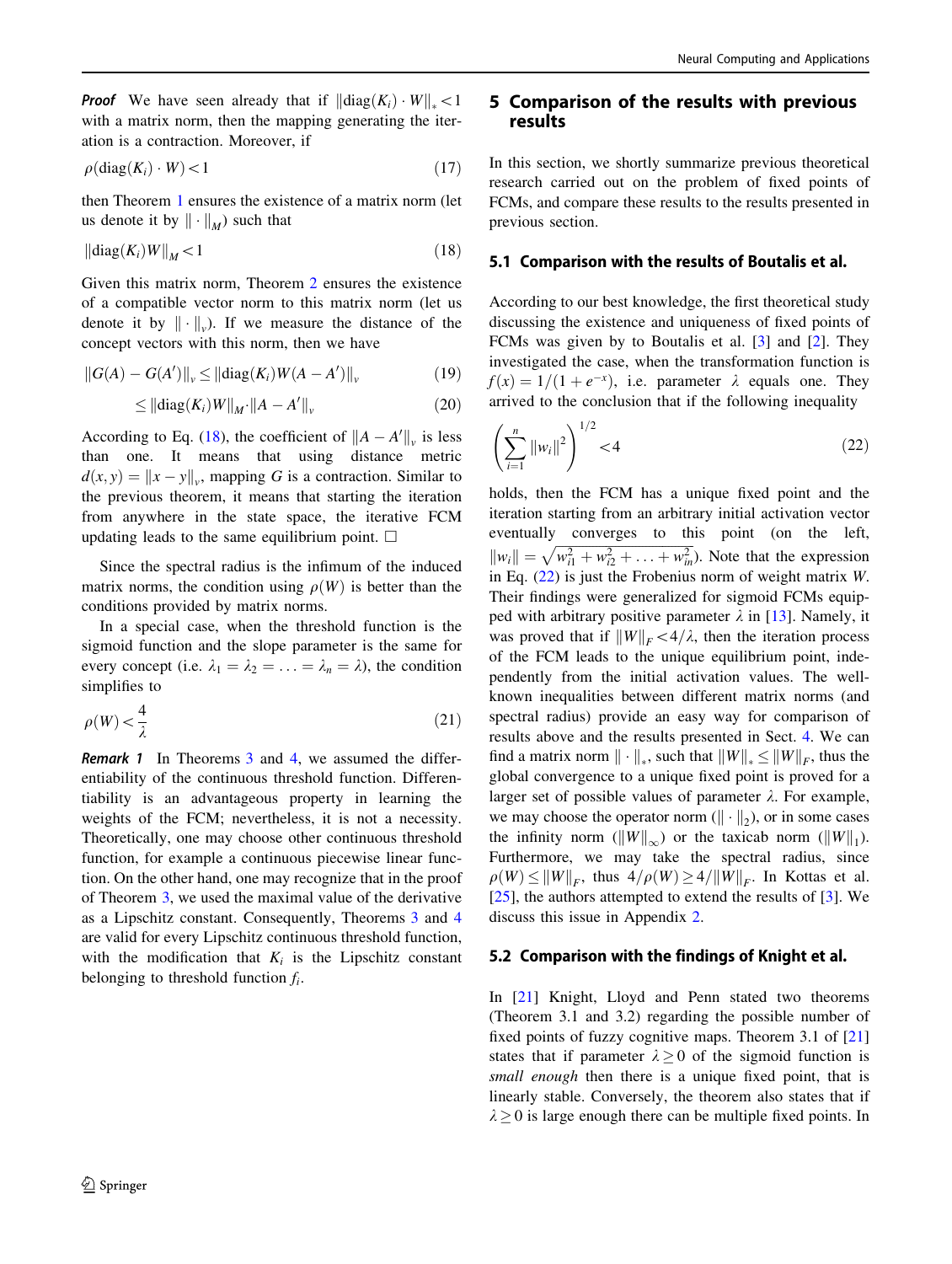***Proof*** We have seen already that if $\|\mathrm{diag}(K_i) \cdot W\|_* < 1$ with a matrix norm, then the mapping generating the iteration is a contraction. Moreover, if

$$\rho(\mathrm{diag}(K_i) \cdot W) < 1 \tag{17}$$

then Theorem 1 ensures the existence of a matrix norm (let us denote it by $\|\cdot\|_M$) such that

$$\|\mathrm{diag}(K_i)W\|_M < 1 \tag{18}$$

Given this matrix norm, Theorem 2 ensures the existence of a compatible vector norm to this matrix norm (let us denote it by $\|\cdot\|_v$). If we measure the distance of the concept vectors with this norm, then we have

$$\|G(A) - G(A')\|_v \leq \|\mathrm{diag}(K_i)W(A - A')\|_v \tag{19}$$

$$\leq \|\mathrm{diag}(K_i)W\|_M \cdot \|A - A'\|_v \tag{20}$$

According to Eq. (18), the coefficient of $\|A - A'\|_v$ is less than one. It means that using distance metric $d(x, y) = \|x - y\|_v$, mapping $G$ is a contraction. Similar to the previous theorem, it means that starting the iteration from anywhere in the state space, the iterative FCM updating leads to the same equilibrium point. □

Since the spectral radius is the infimum of the induced matrix norms, the condition using $\rho(W)$ is better than the conditions provided by matrix norms.

In a special case, when the threshold function is the sigmoid function and the slope parameter is the same for every concept (i.e. $\lambda_1 = \lambda_2 = \ldots = \lambda_n = \lambda$), the condition simplifies to

$$\rho(W) < \frac{4}{\lambda} \tag{21}$$

***Remark 1*** In Theorems 3 and 4, we assumed the differentiability of the continuous threshold function. Differentiability is an advantageous property in learning the weights of the FCM; nevertheless, it is not a necessity. Theoretically, one may choose other continuous threshold function, for example a continuous piecewise linear function. On the other hand, one may recognize that in the proof of Theorem 3, we used the maximal value of the derivative as a Lipschitz constant. Consequently, Theorems 3 and 4 are valid for every Lipschitz continuous threshold function, with the modification that $K_i$ is the Lipschitz constant belonging to threshold function $f_i$.

## 5 Comparison of the results with previous results

In this section, we shortly summarize previous theoretical research carried out on the problem of fixed points of FCMs, and compare these results to the results presented in previous section.

### 5.1 Comparison with the results of Boutalis et al.

According to our best knowledge, the first theoretical study discussing the existence and uniqueness of fixed points of FCMs was given by to Boutalis et al. [3] and [2]. They investigated the case, when the transformation function is $f(x) = 1/(1 + e^{-x})$, i.e. parameter $\lambda$ equals one. They arrived to the conclusion that if the following inequality

$$\left(\sum_{i=1}^{n} \|w_i\|^2\right)^{1/2} < 4 \tag{22}$$

holds, then the FCM has a unique fixed point and the iteration starting from an arbitrary initial activation vector eventually converges to this point (on the left, $\|w_i\| = \sqrt{w_{i1}^2 + w_{i2}^2 + \ldots + w_{in}^2}$). Note that the expression in Eq. (22) is just the Frobenius norm of weight matrix $W$. Their findings were generalized for sigmoid FCMs equipped with arbitrary positive parameter $\lambda$ in [13]. Namely, it was proved that if $\|W\|_F < 4/\lambda$, then the iteration process of the FCM leads to the unique equilibrium point, independently from the initial activation values. The well-known inequalities between different matrix norms (and spectral radius) provide an easy way for comparison of results above and the results presented in Sect. 4. We can find a matrix norm $\|\cdot\|_*$, such that $\|W\|_* \leq \|W\|_F$, thus the global convergence to a unique fixed point is proved for a larger set of possible values of parameter $\lambda$. For example, we may choose the operator norm ($\|\cdot\|_2$), or in some cases the infinity norm ($\|W\|_\infty$) or the taxicab norm ($\|W\|_1$). Furthermore, we may take the spectral radius, since $\rho(W) \leq \|W\|_F$, thus $4/\rho(W) \geq 4/\|W\|_F$. In Kottas et al. [25], the authors attempted to extend the results of [3]. We discuss this issue in Appendix 2.

### 5.2 Comparison with the findings of Knight et al.

In [21] Knight, Lloyd and Penn stated two theorems (Theorem 3.1 and 3.2) regarding the possible number of fixed points of fuzzy cognitive maps. Theorem 3.1 of [21] states that if parameter $\lambda \geq 0$ of the sigmoid function is *small enough* then there is a unique fixed point, that is linearly stable. Conversely, the theorem also states that if $\lambda \geq 0$ is large enough there can be multiple fixed points. In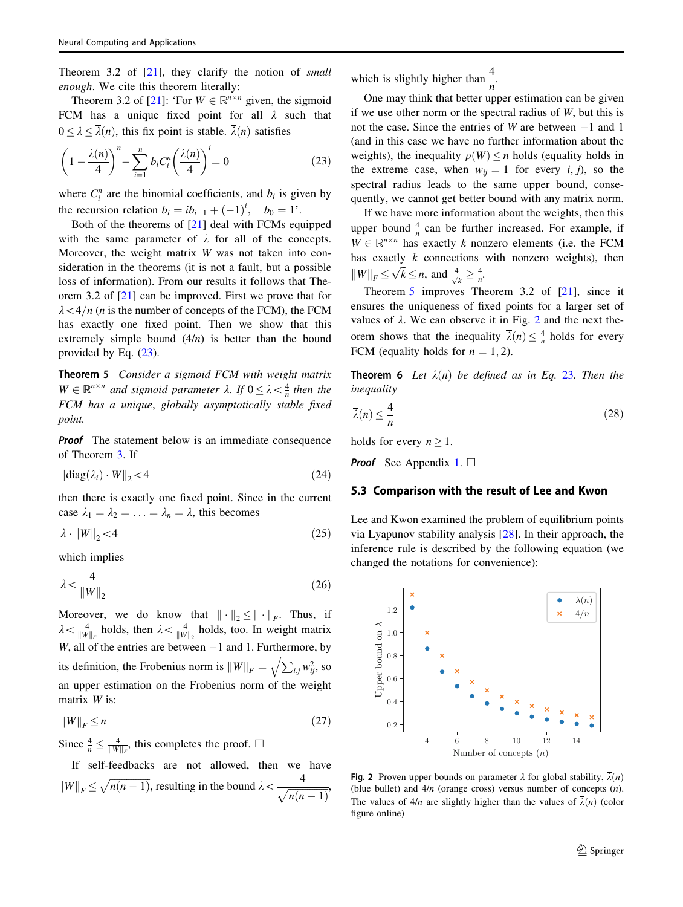Theorem 3.2 of [21], they clarify the notion of *small enough*. We cite this theorem literally:

Theorem 3.2 of [21]: 'For $W \in \mathbb{R}^{n\times n}$ given, the sigmoid FCM has a unique fixed point for all $\lambda$ such that $0 \le \lambda \le \overline{\lambda}(n)$, this fix point is stable. $\overline{\lambda}(n)$ satisfies

$$\left(1 - \frac{\overline{\lambda}(n)}{4}\right)^n - \sum_{i=1}^{n} b_i C_i^n \left(\frac{\overline{\lambda}(n)}{4}\right)^i = 0 \tag{23}$$

where $C_i^n$ are the binomial coefficients, and $b_i$ is given by the recursion relation $b_i = ib_{i-1} + (-1)^i, \quad b_0 = 1$'.

Both of the theorems of [21] deal with FCMs equipped with the same parameter of $\lambda$ for all of the concepts. Moreover, the weight matrix $W$ was not taken into consideration in the theorems (it is not a fault, but a possible loss of information). From our results it follows that Theorem 3.2 of [21] can be improved. First we prove that for $\lambda < 4/n$ ($n$ is the number of concepts of the FCM), the FCM has exactly one fixed point. Then we show that this extremely simple bound $(4/n)$ is better than the bound provided by Eq. (23).

**Theorem 5** *Consider a sigmoid FCM with weight matrix $W \in \mathbb{R}^{n\times n}$ and sigmoid parameter $\lambda$. If $0 \le \lambda < \frac{4}{n}$ then the FCM has a unique, globally asymptotically stable fixed point.*

***Proof*** The statement below is an immediate consequence of Theorem 3. If

$$\|\mathrm{diag}(\lambda_i) \cdot W\|_2 < 4 \tag{24}$$

then there is exactly one fixed point. Since in the current case $\lambda_1 = \lambda_2 = \ldots = \lambda_n = \lambda$, this becomes

$$\lambda \cdot \|W\|_2 < 4 \tag{25}$$

which implies

$$\lambda < \frac{4}{\|W\|_2} \tag{26}$$

Moreover, we do know that $\|\cdot\|_2 \le \|\cdot\|_F$. Thus, if $\lambda < \frac{4}{\|W\|_F}$ holds, then $\lambda < \frac{4}{\|W\|_2}$ holds, too. In weight matrix $W$, all of the entries are between $-1$ and 1. Furthermore, by its definition, the Frobenius norm is $\|W\|_F = \sqrt{\sum_{i,j} w_{ij}^2}$, so an upper estimation on the Frobenius norm of the weight matrix $W$ is:

$$\|W\|_F \le n \tag{27}$$

Since $\frac{4}{n} \le \frac{4}{\|W\|_F}$, this completes the proof. □

If self-feedbacks are not allowed, then we have $\|W\|_F \le \sqrt{n(n-1)}$, resulting in the bound $\lambda < \frac{4}{\sqrt{n(n-1)}}$, which is slightly higher than $\frac{4}{n}$.

One may think that better upper estimation can be given if we use other norm or the spectral radius of $W$, but this is not the case. Since the entries of $W$ are between $-1$ and 1 (and in this case we have no further information about the weights), the inequality $\rho(W) \le n$ holds (equality holds in the extreme case, when $w_{ij} = 1$ for every $i, j$), so the spectral radius leads to the same upper bound, consequently, we cannot get better bound with any matrix norm.

If we have more information about the weights, then this upper bound $\frac{4}{n}$ can be further increased. For example, if $W \in \mathbb{R}^{n\times n}$ has exactly $k$ nonzero elements (i.e. the FCM has exactly $k$ connections with nonzero weights), then $\|W\|_F \le \sqrt{k} \le n$, and $\frac{4}{\sqrt{k}} \ge \frac{4}{n}$.

Theorem 5 improves Theorem 3.2 of [21], since it ensures the uniqueness of fixed points for a larger set of values of $\lambda$. We can observe it in Fig. 2 and the next theorem shows that the inequality $\overline{\lambda}(n) \le \frac{4}{n}$ holds for every FCM (equality holds for $n = 1, 2$).

**Theorem 6** *Let $\overline{\lambda}(n)$ be defined as in Eq. 23. Then the inequality*

$$\overline{\lambda}(n) \le \frac{4}{n} \tag{28}$$

*holds for every $n \ge 1$.*

***Proof*** See Appendix 1. □

### 5.3 Comparison with the result of Lee and Kwon

Lee and Kwon examined the problem of equilibrium points via Lyapunov stability analysis [28]. In their approach, the inference rule is described by the following equation (we changed the notations for convenience):

**Fig. 2** Proven upper bounds on parameter $\lambda$ for global stability, $\overline{\lambda}(n)$ (blue bullet) and $4/n$ (orange cross) versus number of concepts ($n$). The values of $4/n$ are slightly higher than the values of $\overline{\lambda}(n)$ (color figure online)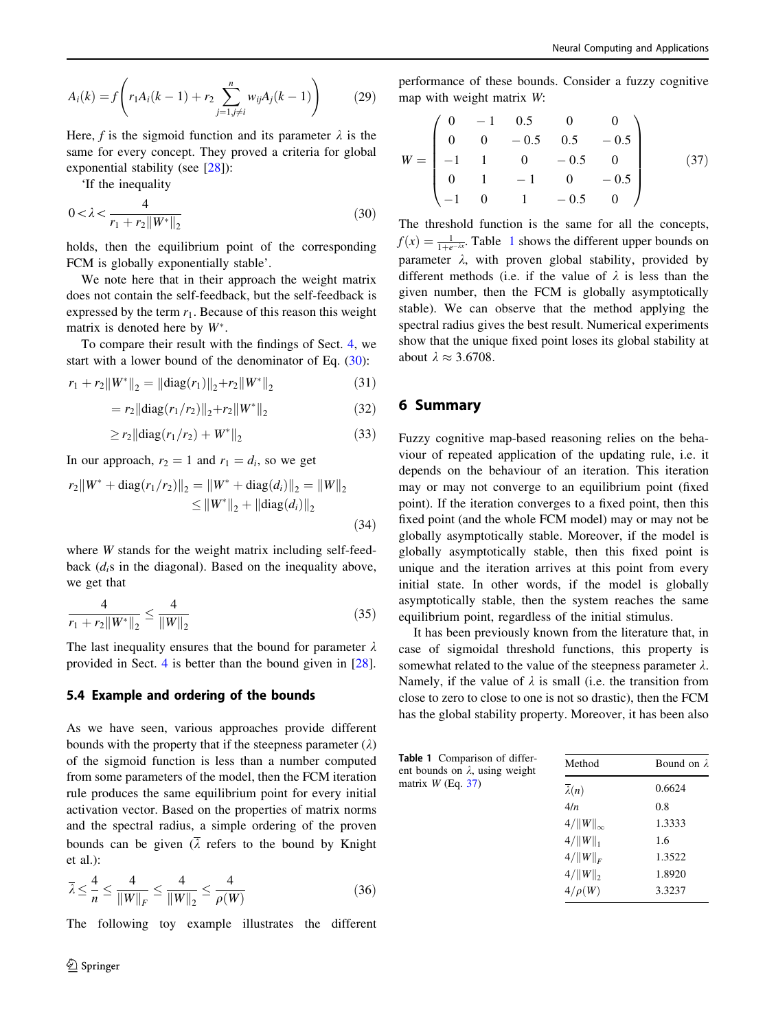$$A_i(k) = f\left(r_1 A_i(k-1) + r_2 \sum_{j=1, j\neq i}^{n} w_{ij} A_j(k-1)\right) \tag{29}$$

Here, $f$ is the sigmoid function and its parameter $\lambda$ is the same for every concept. They proved a criteria for global exponential stability (see [28]):

'If the inequality

$$0 < \lambda < \frac{4}{r_1 + r_2 \|W^*\|_2} \tag{30}$$

holds, then the equilibrium point of the corresponding FCM is globally exponentially stable'.

We note here that in their approach the weight matrix does not contain the self-feedback, but the self-feedback is expressed by the term $r_1$. Because of this reason this weight matrix is denoted here by $W^*$.

To compare their result with the findings of Sect. 4, we start with a lower bound of the denominator of Eq. (30):

$$r_1 + r_2\|W^*\|_2 = \|\mathrm{diag}(r_1)\|_2 + r_2\|W^*\|_2 \tag{31}$$

$$= r_2\|\mathrm{diag}(r_1/r_2)\|_2 + r_2\|W^*\|_2 \tag{32}$$

$$\geq r_2\|\mathrm{diag}(r_1/r_2) + W^*\|_2 \tag{33}$$

In our approach, $r_2 = 1$ and $r_1 = d_i$, so we get

$$r_2\|W^* + \mathrm{diag}(r_1/r_2)\|_2 = \|W^* + \mathrm{diag}(d_i)\|_2 = \|W\|_2 \leq \|W^*\|_2 + \|\mathrm{diag}(d_i)\|_2 \tag{34}$$

where $W$ stands for the weight matrix including self-feedback ($d_i$s in the diagonal). Based on the inequality above, we get that

$$\frac{4}{r_1 + r_2\|W^*\|_2} \leq \frac{4}{\|W\|_2} \tag{35}$$

The last inequality ensures that the bound for parameter $\lambda$ provided in Sect. 4 is better than the bound given in [28].

### 5.4 Example and ordering of the bounds

As we have seen, various approaches provide different bounds with the property that if the steepness parameter ($\lambda$) of the sigmoid function is less than a number computed from some parameters of the model, then the FCM iteration rule produces the same equilibrium point for every initial activation vector. Based on the properties of matrix norms and the spectral radius, a simple ordering of the proven bounds can be given ($\overline{\lambda}$ refers to the bound by Knight et al.):

$$\overline{\lambda} \leq \frac{4}{n} \leq \frac{4}{\|W\|_F} \leq \frac{4}{\|W\|_2} \leq \frac{4}{\rho(W)} \tag{36}$$

The following toy example illustrates the different performance of these bounds. Consider a fuzzy cognitive map with weight matrix $W$:

$$W = \begin{pmatrix} 0 & -1 & 0.5 & 0 & 0 \\ 0 & 0 & -0.5 & 0.5 & -0.5 \\ -1 & 1 & 0 & -0.5 & 0 \\ 0 & 1 & -1 & 0 & -0.5 \\ -1 & 0 & 1 & -0.5 & 0 \end{pmatrix} \tag{37}$$

The threshold function is the same for all the concepts, $f(x) = \frac{1}{1+e^{-\lambda x}}$. Table 1 shows the different upper bounds on parameter $\lambda$, with proven global stability, provided by different methods (i.e. if the value of $\lambda$ is less than the given number, then the FCM is globally asymptotically stable). We can observe that the method applying the spectral radius gives the best result. Numerical experiments show that the unique fixed point loses its global stability at about $\lambda \approx 3.6708$.

Table 1 Comparison of different bounds on $\lambda$, using weight matrix $W$ (Eq. 37)

| Method | Bound on $\lambda$ |
|---|---|
| $\overline{\lambda}(n)$ | 0.6624 |
| $4/n$ | 0.8 |
| $4/\|W\|_\infty$ | 1.3333 |
| $4/\|W\|_1$ | 1.6 |
| $4/\|W\|_F$ | 1.3522 |
| $4/\|W\|_2$ | 1.8920 |
| $4/\rho(W)$ | 3.3237 |

## 6 Summary

Fuzzy cognitive map-based reasoning relies on the behaviour of repeated application of the updating rule, i.e. it depends on the behaviour of an iteration. This iteration may or may not converge to an equilibrium point (fixed point). If the iteration converges to a fixed point, then this fixed point (and the whole FCM model) may or may not be globally asymptotically stable. Moreover, if the model is globally asymptotically stable, then this fixed point is unique and the iteration arrives at this point from every initial state. In other words, if the model is globally asymptotically stable, then the system reaches the same equilibrium point, regardless of the initial stimulus.

It has been previously known from the literature that, in case of sigmoidal threshold functions, this property is somewhat related to the value of the steepness parameter $\lambda$. Namely, if the value of $\lambda$ is small (i.e. the transition from close to zero to close to one is not so drastic), then the FCM has the global stability property. Moreover, it has been also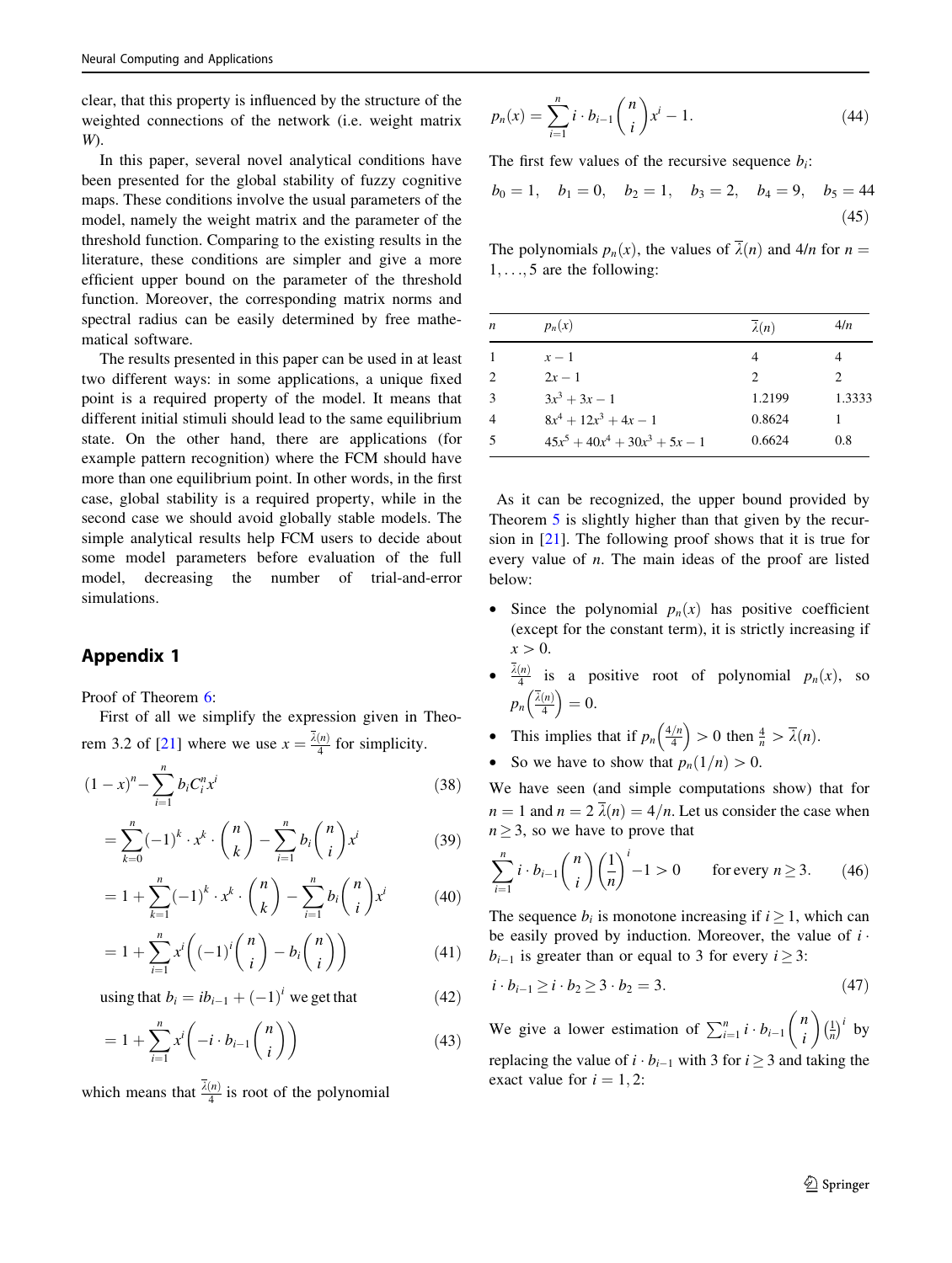clear, that this property is influenced by the structure of the weighted connections of the network (i.e. weight matrix $W$).

In this paper, several novel analytical conditions have been presented for the global stability of fuzzy cognitive maps. These conditions involve the usual parameters of the model, namely the weight matrix and the parameter of the threshold function. Comparing to the existing results in the literature, these conditions are simpler and give a more efficient upper bound on the parameter of the threshold function. Moreover, the corresponding matrix norms and spectral radius can be easily determined by free mathematical software.

The results presented in this paper can be used in at least two different ways: in some applications, a unique fixed point is a required property of the model. It means that different initial stimuli should lead to the same equilibrium state. On the other hand, there are applications (for example pattern recognition) where the FCM should have more than one equilibrium point. In other words, in the first case, global stability is a required property, while in the second case we should avoid globally stable models. The simple analytical results help FCM users to decide about some model parameters before evaluation of the full model, decreasing the number of trial-and-error simulations.

## Appendix 1

Proof of Theorem 6:

First of all we simplify the expression given in Theorem 3.2 of [21] where we use $x = \frac{\overline{\lambda}(n)}{4}$ for simplicity.

$$(1-x)^n - \sum_{i=1}^{n} b_i C_i^n x^i \tag{38}$$

$$= \sum_{k=0}^{n} (-1)^k \cdot x^k \cdot \binom{n}{k} - \sum_{i=1}^{n} b_i \binom{n}{i} x^i \tag{39}$$

$$= 1 + \sum_{k=1}^{n} (-1)^k \cdot x^k \cdot \binom{n}{k} - \sum_{i=1}^{n} b_i \binom{n}{i} x^i \tag{40}$$

$$= 1 + \sum_{i=1}^{n} x^i \left( (-1)^i \binom{n}{i} - b_i \binom{n}{i} \right) \tag{41}$$

using that $b_i = i b_{i-1} + (-1)^i$ we get that (42)

$$= 1 + \sum_{i=1}^{n} x^i \left( -i \cdot b_{i-1} \binom{n}{i} \right) \tag{43}$$

which means that $\frac{\overline{\lambda}(n)}{4}$ is root of the polynomial

$$p_n(x) = \sum_{i=1}^{n} i \cdot b_{i-1} \binom{n}{i} x^i - 1. \tag{44}$$

The first few values of the recursive sequence $b_i$:

$$b_0 = 1, \quad b_1 = 0, \quad b_2 = 1, \quad b_3 = 2, \quad b_4 = 9, \quad b_5 = 44 \tag{45}$$

The polynomials $p_n(x)$, the values of $\overline{\lambda}(n)$ and $4/n$ for $n = 1, \ldots, 5$ are the following:

| $n$ | $p_n(x)$ | $\overline{\lambda}(n)$ | $4/n$ |
|---|---|---|---|
| 1 | $x - 1$ | 4 | 4 |
| 2 | $2x - 1$ | 2 | 2 |
| 3 | $3x^3 + 3x - 1$ | 1.2199 | 1.3333 |
| 4 | $8x^4 + 12x^3 + 4x - 1$ | 0.8624 | 1 |
| 5 | $45x^5 + 40x^4 + 30x^3 + 5x - 1$ | 0.6624 | 0.8 |

As it can be recognized, the upper bound provided by Theorem 5 is slightly higher than that given by the recursion in [21]. The following proof shows that it is true for every value of $n$. The main ideas of the proof are listed below:

- Since the polynomial $p_n(x)$ has positive coefficient (except for the constant term), it is strictly increasing if $x > 0$.
- $\frac{\overline{\lambda}(n)}{4}$ is a positive root of polynomial $p_n(x)$, so $p_n\left(\frac{\overline{\lambda}(n)}{4}\right) = 0$.
- This implies that if $p_n\left(\frac{4/n}{4}\right) > 0$ then $\frac{4}{n} > \overline{\lambda}(n)$.
- So we have to show that $p_n(1/n) > 0$.

We have seen (and simple computations show) that for $n = 1$ and $n = 2$ $\overline{\lambda}(n) = 4/n$. Let us consider the case when $n \geq 3$, so we have to prove that

$$\sum_{i=1}^{n} i \cdot b_{i-1} \binom{n}{i} \left(\frac{1}{n}\right)^i - 1 > 0 \qquad \text{for every } n \geq 3. \tag{46}$$

The sequence $b_i$ is monotone increasing if $i \geq 1$, which can be easily proved by induction. Moreover, the value of $i \cdot b_{i-1}$ is greater than or equal to 3 for every $i \geq 3$:

$$i \cdot b_{i-1} \geq i \cdot b_2 \geq 3 \cdot b_2 = 3. \tag{47}$$

We give a lower estimation of $\sum_{i=1}^{n} i \cdot b_{i-1} \binom{n}{i} \left(\frac{1}{n}\right)^i$ by replacing the value of $i \cdot b_{i-1}$ with 3 for $i \geq 3$ and taking the exact value for $i = 1, 2$: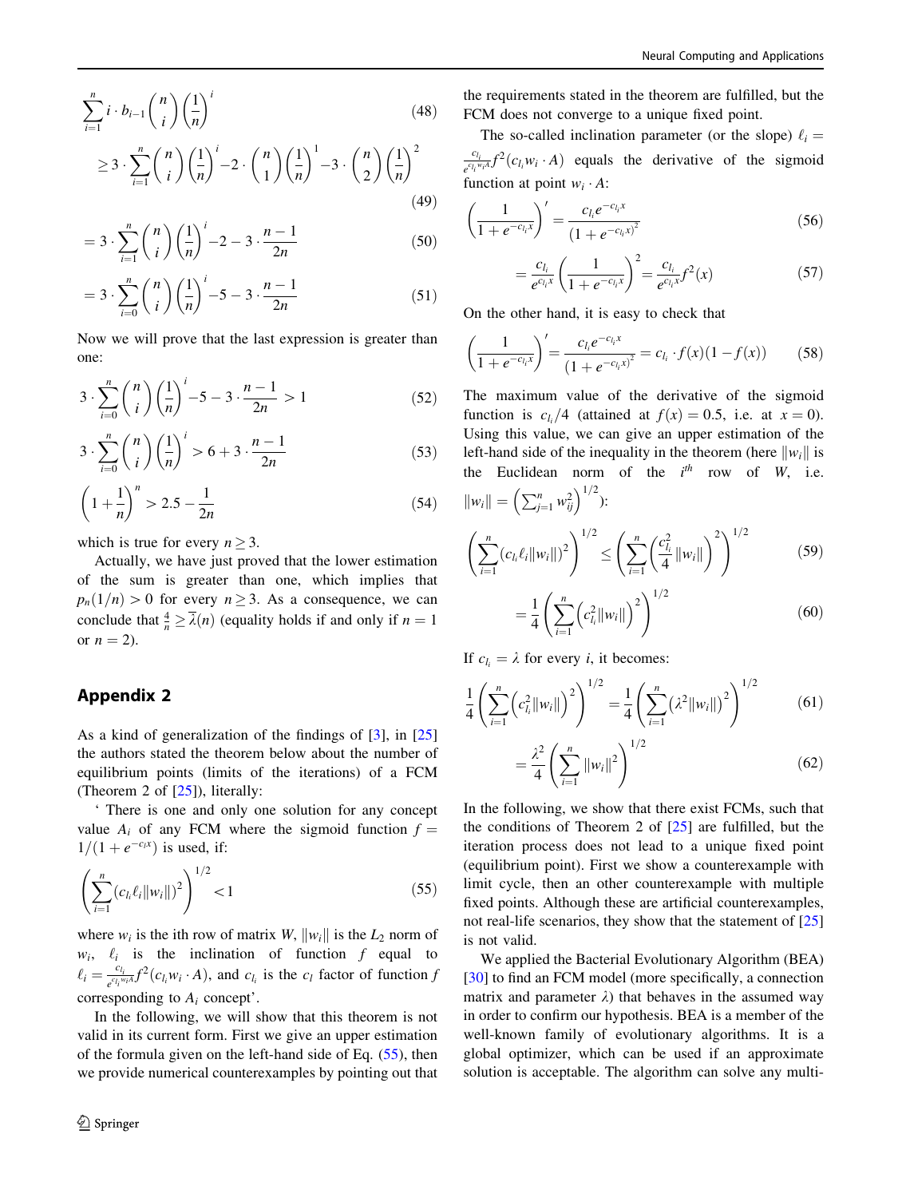$$\sum_{i=1}^{n} i \cdot b_{i-1} \binom{n}{i} \left(\frac{1}{n}\right)^{i} \tag{48}$$

$$\geq 3 \cdot \sum_{i=1}^{n} \binom{n}{i} \left(\frac{1}{n}\right)^{i} - 2 \cdot \binom{n}{1} \left(\frac{1}{n}\right)^{1} - 3 \cdot \binom{n}{2} \left(\frac{1}{n}\right)^{2} \tag{49}$$

$$= 3 \cdot \sum_{i=1}^{n} \binom{n}{i} \left(\frac{1}{n}\right)^{i} - 2 - 3 \cdot \frac{n-1}{2n} \tag{50}$$

$$= 3 \cdot \sum_{i=0}^{n} \binom{n}{i} \left(\frac{1}{n}\right)^{i} - 5 - 3 \cdot \frac{n-1}{2n} \tag{51}$$

Now we will prove that the last expression is greater than one:

$$3 \cdot \sum_{i=0}^{n} \binom{n}{i} \left(\frac{1}{n}\right)^{i} - 5 - 3 \cdot \frac{n-1}{2n} > 1 \tag{52}$$

$$3 \cdot \sum_{i=0}^{n} \binom{n}{i} \left(\frac{1}{n}\right)^{i} > 6 + 3 \cdot \frac{n-1}{2n} \tag{53}$$

$$\left(1 + \frac{1}{n}\right)^{n} > 2.5 - \frac{1}{2n} \tag{54}$$

which is true for every $n \geq 3$.

Actually, we have just proved that the lower estimation of the sum is greater than one, which implies that $p_n(1/n) > 0$ for every $n \geq 3$. As a consequence, we can conclude that $\frac{4}{n} \geq \overline{\lambda}(n)$ (equality holds if and only if $n = 1$ or $n = 2$).

## Appendix 2

As a kind of generalization of the findings of [3], in [25] the authors stated the theorem below about the number of equilibrium points (limits of the iterations) of a FCM (Theorem 2 of [25]), literally:

' There is one and only one solution for any concept value $A_i$ of any FCM where the sigmoid function $f = 1/(1 + e^{-c_l x})$ is used, if:

$$\left(\sum_{i=1}^{n} (c_{l_i} \ell_i \|w_i\|)^2\right)^{1/2} < 1 \tag{55}$$

where $w_i$ is the ith row of matrix $W$, $\|w_i\|$ is the $L_2$ norm of $w_i$, $\ell_i$ is the inclination of function $f$ equal to $\ell_i = \frac{c_{l_i}}{e^{c_{l_i} w_i A}} f^2(c_{l_i} w_i \cdot A)$, and $c_{l_i}$ is the $c_l$ factor of function $f$ corresponding to $A_i$ concept'.

In the following, we will show that this theorem is not valid in its current form. First we give an upper estimation of the formula given on the left-hand side of Eq. (55), then we provide numerical counterexamples by pointing out that the requirements stated in the theorem are fulfilled, but the FCM does not converge to a unique fixed point.

The so-called inclination parameter (or the slope) $\ell_i = \frac{c_{l_i}}{e^{c_{l_i} w_i A}} f^2(c_{l_i} w_i \cdot A)$ equals the derivative of the sigmoid function at point $w_i \cdot A$:

$$\left(\frac{1}{1 + e^{-c_{l_i} x}}\right)' = \frac{c_{l_i} e^{-c_{l_i} x}}{(1 + e^{-c_{l_i} x})^2} \tag{56}$$

$$= \frac{c_{l_i}}{e^{c_{l_i} x}} \left(\frac{1}{1 + e^{-c_{l_i} x}}\right)^2 = \frac{c_{l_i}}{e^{c_{l_i} x}} f^2(x) \tag{57}$$

On the other hand, it is easy to check that

$$\left(\frac{1}{1 + e^{-c_{l_i} x}}\right)' = \frac{c_{l_i} e^{-c_{l_i} x}}{(1 + e^{-c_{l_i} x})^2} = c_{l_i} \cdot f(x)(1 - f(x)) \tag{58}$$

The maximum value of the derivative of the sigmoid function is $c_{l_i}/4$ (attained at $f(x) = 0.5$, i.e. at $x = 0$). Using this value, we can give an upper estimation of the left-hand side of the inequality in the theorem (here $\|w_i\|$ is the Euclidean norm of the $i^{th}$ row of $W$, i.e. $\|w_i\| = \left(\sum_{j=1}^{n} w_{ij}^2\right)^{1/2}$):

$$\left(\sum_{i=1}^{n} (c_{l_i} \ell_i \|w_i\|)^2\right)^{1/2} \leq \left(\sum_{i=1}^{n} \left(\frac{c_{l_i}^2}{4} \|w_i\|\right)^2\right)^{1/2} \tag{59}$$

$$= \frac{1}{4} \left(\sum_{i=1}^{n} \left(c_{l_i}^2 \|w_i\|\right)^2\right)^{1/2} \tag{60}$$

If $c_{l_i} = \lambda$ for every $i$, it becomes:

$$\frac{1}{4} \left(\sum_{i=1}^{n} \left(c_{l_i}^2 \|w_i\|\right)^2\right)^{1/2} = \frac{1}{4} \left(\sum_{i=1}^{n} \left(\lambda^2 \|w_i\|\right)^2\right)^{1/2} \tag{61}$$

$$= \frac{\lambda^2}{4} \left(\sum_{i=1}^{n} \|w_i\|^2\right)^{1/2} \tag{62}$$

In the following, we show that there exist FCMs, such that the conditions of Theorem 2 of [25] are fulfilled, but the iteration process does not lead to a unique fixed point (equilibrium point). First we show a counterexample with limit cycle, then an other counterexample with multiple fixed points. Although these are artificial counterexamples, not real-life scenarios, they show that the statement of [25] is not valid.

We applied the Bacterial Evolutionary Algorithm (BEA) [30] to find an FCM model (more specifically, a connection matrix and parameter $\lambda$) that behaves in the assumed way in order to confirm our hypothesis. BEA is a member of the well-known family of evolutionary algorithms. It is a global optimizer, which can be used if an approximate solution is acceptable. The algorithm can solve any multi-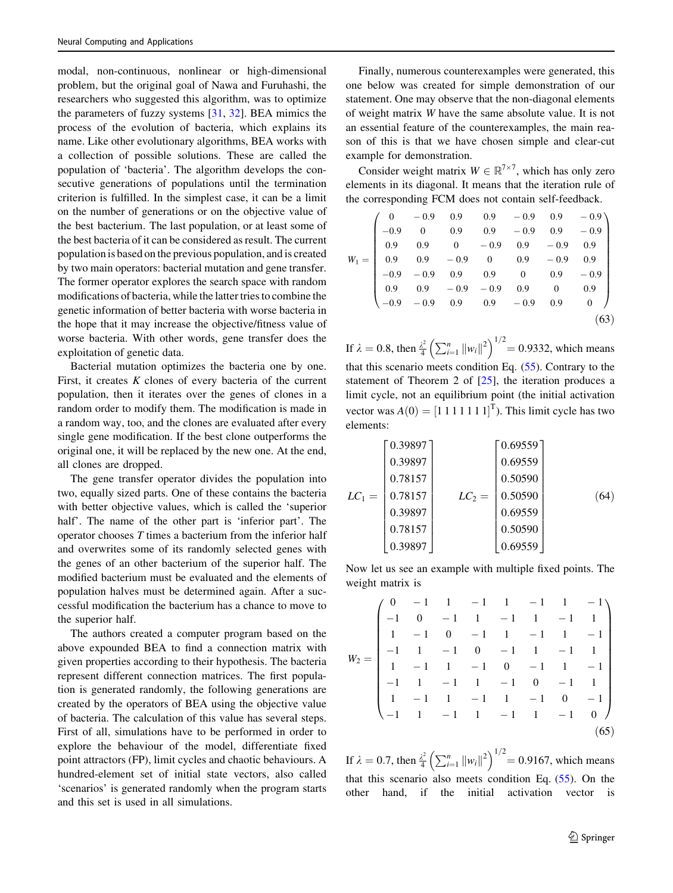modal, non-continuous, nonlinear or high-dimensional problem, but the original goal of Nawa and Furuhashi, the researchers who suggested this algorithm, was to optimize the parameters of fuzzy systems [31, 32]. BEA mimics the process of the evolution of bacteria, which explains its name. Like other evolutionary algorithms, BEA works with a collection of possible solutions. These are called the population of 'bacteria'. The algorithm develops the consecutive generations of populations until the termination criterion is fulfilled. In the simplest case, it can be a limit on the number of generations or on the objective value of the best bacterium. The last population, or at least some of the best bacteria of it can be considered as result. The current population is based on the previous population, and is created by two main operators: bacterial mutation and gene transfer. The former operator explores the search space with random modifications of bacteria, while the latter tries to combine the genetic information of better bacteria with worse bacteria in the hope that it may increase the objective/fitness value of worse bacteria. With other words, gene transfer does the exploitation of genetic data.

Bacterial mutation optimizes the bacteria one by one. First, it creates $K$ clones of every bacteria of the current population, then it iterates over the genes of clones in a random order to modify them. The modification is made in a random way, too, and the clones are evaluated after every single gene modification. If the best clone outperforms the original one, it will be replaced by the new one. At the end, all clones are dropped.

The gene transfer operator divides the population into two, equally sized parts. One of these contains the bacteria with better objective values, which is called the 'superior half'. The name of the other part is 'inferior part'. The operator chooses $T$ times a bacterium from the inferior half and overwrites some of its randomly selected genes with the genes of an other bacterium of the superior half. The modified bacterium must be evaluated and the elements of population halves must be determined again. After a successful modification the bacterium has a chance to move to the superior half.

The authors created a computer program based on the above expounded BEA to find a connection matrix with given properties according to their hypothesis. The bacteria represent different connection matrices. The first population is generated randomly, the following generations are created by the operators of BEA using the objective value of bacteria. The calculation of this value has several steps. First of all, simulations have to be performed in order to explore the behaviour of the model, differentiate fixed point attractors (FP), limit cycles and chaotic behaviours. A hundred-element set of initial state vectors, also called 'scenarios' is generated randomly when the program starts and this set is used in all simulations.

Finally, numerous counterexamples were generated, this one below was created for simple demonstration of our statement. One may observe that the non-diagonal elements of weight matrix $W$ have the same absolute value. It is not an essential feature of the counterexamples, the main reason of this is that we have chosen simple and clear-cut example for demonstration.

Consider weight matrix $W \in \mathbb{R}^{7\times 7}$, which has only zero elements in its diagonal. It means that the iteration rule of the corresponding FCM does not contain self-feedback.

$$W_1 = \begin{pmatrix} 0 & -0.9 & 0.9 & 0.9 & -0.9 & 0.9 & -0.9 \\ -0.9 & 0 & 0.9 & 0.9 & -0.9 & 0.9 & -0.9 \\ 0.9 & 0.9 & 0 & -0.9 & 0.9 & -0.9 & 0.9 \\ 0.9 & 0.9 & -0.9 & 0 & 0.9 & -0.9 & 0.9 \\ -0.9 & -0.9 & 0.9 & 0.9 & 0 & 0.9 & -0.9 \\ 0.9 & 0.9 & -0.9 & -0.9 & 0.9 & 0 & 0.9 \\ -0.9 & -0.9 & 0.9 & 0.9 & -0.9 & 0.9 & 0 \end{pmatrix} \tag{63}$$

If $\lambda = 0.8$, then $\frac{\lambda^2}{4}\left(\sum_{i=1}^{n} \|w_i\|^2\right)^{1/2} = 0.9332$, which means that this scenario meets condition Eq. (55). Contrary to the statement of Theorem 2 of [25], the iteration produces a limit cycle, not an equilibrium point (the initial activation vector was $A(0) = [1\,1\,1\,1\,1\,1\,1]^{\mathrm{T}}$). This limit cycle has two elements:

$$LC_1 = \begin{bmatrix} 0.39897 \\ 0.39897 \\ 0.78157 \\ 0.78157 \\ 0.39897 \\ 0.78157 \\ 0.39897 \end{bmatrix} \qquad LC_2 = \begin{bmatrix} 0.69559 \\ 0.69559 \\ 0.50590 \\ 0.50590 \\ 0.69559 \\ 0.50590 \\ 0.69559 \end{bmatrix} \tag{64}$$

Now let us see an example with multiple fixed points. The weight matrix is

$$W_2 = \begin{pmatrix} 0 & -1 & 1 & -1 & 1 & -1 & 1 & -1 \\ -1 & 0 & -1 & 1 & -1 & 1 & -1 & 1 \\ 1 & -1 & 0 & -1 & 1 & -1 & 1 & -1 \\ -1 & 1 & -1 & 0 & -1 & 1 & -1 & 1 \\ 1 & -1 & 1 & -1 & 0 & -1 & 1 & -1 \\ -1 & 1 & -1 & 1 & -1 & 0 & -1 & 1 \\ 1 & -1 & 1 & -1 & 1 & -1 & 0 & -1 \\ -1 & 1 & -1 & 1 & -1 & 1 & -1 & 0 \end{pmatrix} \tag{65}$$

If $\lambda = 0.7$, then $\frac{\lambda^2}{4}\left(\sum_{i=1}^{n} \|w_i\|^2\right)^{1/2} = 0.9167$, which means that this scenario also meets condition Eq. (55). On the other hand, if the initial activation vector is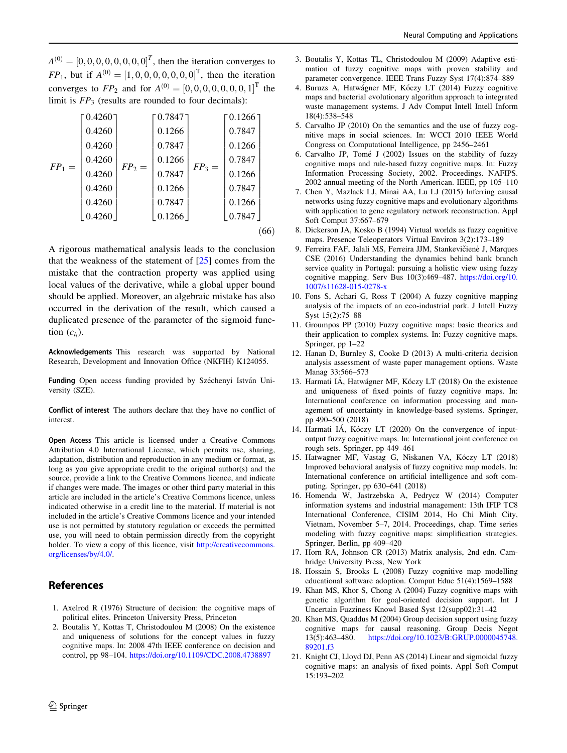$A^{(0)} = [0, 0, 0, 0, 0, 0, 0, 0]^T$, then the iteration converges to $FP_1$, but if $A^{(0)} = [1, 0, 0, 0, 0, 0, 0, 0]^{\mathrm{T}}$, then the iteration converges to $FP_2$ and for $A^{(0)} = [0, 0, 0, 0, 0, 0, 0, 1]^{\mathrm{T}}$ the limit is $FP_3$ (results are rounded to four decimals):

$$FP_1 = \begin{bmatrix} 0.4260 \\ 0.4260 \\ 0.4260 \\ 0.4260 \\ 0.4260 \\ 0.4260 \\ 0.4260 \\ 0.4260 \end{bmatrix} \quad FP_2 = \begin{bmatrix} 0.7847 \\ 0.1266 \\ 0.7847 \\ 0.1266 \\ 0.7847 \\ 0.1266 \\ 0.7847 \\ 0.1266 \end{bmatrix} \quad FP_3 = \begin{bmatrix} 0.1266 \\ 0.7847 \\ 0.1266 \\ 0.7847 \\ 0.1266 \\ 0.7847 \\ 0.1266 \\ 0.7847 \end{bmatrix} \tag{66}$$

A rigorous mathematical analysis leads to the conclusion that the weakness of the statement of [25] comes from the mistake that the contraction property was applied using local values of the derivative, while a global upper bound should be applied. Moreover, an algebraic mistake has also occurred in the derivation of the result, which caused a duplicated presence of the parameter of the sigmoid function ($c_{l_i}$).

**Acknowledgements** This research was supported by National Research, Development and Innovation Office (NKFIH) K124055.

**Funding** Open access funding provided by Széchenyi István University (SZE).

**Conflict of interest** The authors declare that they have no conflict of interest.

**Open Access** This article is licensed under a Creative Commons Attribution 4.0 International License, which permits use, sharing, adaptation, distribution and reproduction in any medium or format, as long as you give appropriate credit to the original author(s) and the source, provide a link to the Creative Commons licence, and indicate if changes were made. The images or other third party material in this article are included in the article's Creative Commons licence, unless indicated otherwise in a credit line to the material. If material is not included in the article's Creative Commons licence and your intended use is not permitted by statutory regulation or exceeds the permitted use, you will need to obtain permission directly from the copyright holder. To view a copy of this licence, visit http://creativecommons.org/licenses/by/4.0/.

## References

1. Axelrod R (1976) Structure of decision: the cognitive maps of political elites. Princeton University Press, Princeton
2. Boutalis Y, Kottas T, Christodoulou M (2008) On the existence and uniqueness of solutions for the concept values in fuzzy cognitive maps. In: 2008 47th IEEE conference on decision and control, pp 98–104. https://doi.org/10.1109/CDC.2008.4738897
3. Boutalis Y, Kottas TL, Christodoulou M (2009) Adaptive estimation of fuzzy cognitive maps with proven stability and parameter convergence. IEEE Trans Fuzzy Syst 17(4):874–889
4. Buruzs A, Hatwágner MF, Kóczy LT (2014) Fuzzy cognitive maps and bacterial evolutionary algorithm approach to integrated waste management systems. J Adv Comput Intell Intell Inform 18(4):538–548
5. Carvalho JP (2010) On the semantics and the use of fuzzy cognitive maps in social sciences. In: WCCI 2010 IEEE World Congress on Computational Intelligence, pp 2456–2461
6. Carvalho JP, Tomé J (2002) Issues on the stability of fuzzy cognitive maps and rule-based fuzzy cognitive maps. In: Fuzzy Information Processing Society, 2002. Proceedings. NAFIPS. 2002 annual meeting of the North American. IEEE, pp 105–110
7. Chen Y, Mazlack LJ, Minai AA, Lu LJ (2015) Inferring causal networks using fuzzy cognitive maps and evolutionary algorithms with application to gene regulatory network reconstruction. Appl Soft Comput 37:667–679
8. Dickerson JA, Kosko B (1994) Virtual worlds as fuzzy cognitive maps. Presence Teleoperators Virtual Environ 3(2):173–189
9. Ferreira FAF, Jalali MS, Ferreira JJM, Stankevičienė J, Marques CSE (2016) Understanding the dynamics behind bank branch service quality in Portugal: pursuing a holistic view using fuzzy cognitive mapping. Serv Bus 10(3):469–487. https://doi.org/10.1007/s11628-015-0278-x
10. Fons S, Achari G, Ross T (2004) A fuzzy cognitive mapping analysis of the impacts of an eco-industrial park. J Intell Fuzzy Syst 15(2):75–88
11. Groumpos PP (2010) Fuzzy cognitive maps: basic theories and their application to complex systems. In: Fuzzy cognitive maps. Springer, pp 1–22
12. Hanan D, Burnley S, Cooke D (2013) A multi-criteria decision analysis assessment of waste paper management options. Waste Manag 33:566–573
13. Harmati IÁ, Hatwágner MF, Kóczy LT (2018) On the existence and uniqueness of fixed points of fuzzy cognitive maps. In: International conference on information processing and management of uncertainty in knowledge-based systems. Springer, pp 490–500 (2018)
14. Harmati IÁ, Kóczy LT (2020) On the convergence of input-output fuzzy cognitive maps. In: International joint conference on rough sets. Springer, pp 449–461
15. Hatwagner MF, Vastag G, Niskanen VA, Kóczy LT (2018) Improved behavioral analysis of fuzzy cognitive map models. In: International conference on artificial intelligence and soft computing. Springer, pp 630–641 (2018)
16. Homenda W, Jastrzebska A, Pedrycz W (2014) Computer information systems and industrial management: 13th IFIP TC8 International Conference, CISIM 2014, Ho Chi Minh City, Vietnam, November 5–7, 2014. Proceedings, chap. Time series modeling with fuzzy cognitive maps: simplification strategies. Springer, Berlin, pp 409–420
17. Horn RA, Johnson CR (2013) Matrix analysis, 2nd edn. Cambridge University Press, New York
18. Hossain S, Brooks L (2008) Fuzzy cognitive map modelling educational software adoption. Comput Educ 51(4):1569–1588
19. Khan MS, Khor S, Chong A (2004) Fuzzy cognitive maps with genetic algorithm for goal-oriented decision support. Int J Uncertain Fuzziness Knowl Based Syst 12(supp02):31–42
20. Khan MS, Quaddus M (2004) Group decision support using fuzzy cognitive maps for causal reasoning. Group Decis Negot 13(5):463–480. https://doi.org/10.1023/B:GRUP.0000045748.89201.f3
21. Knight CJ, Lloyd DJ, Penn AS (2014) Linear and sigmoidal fuzzy cognitive maps: an analysis of fixed points. Appl Soft Comput 15:193–202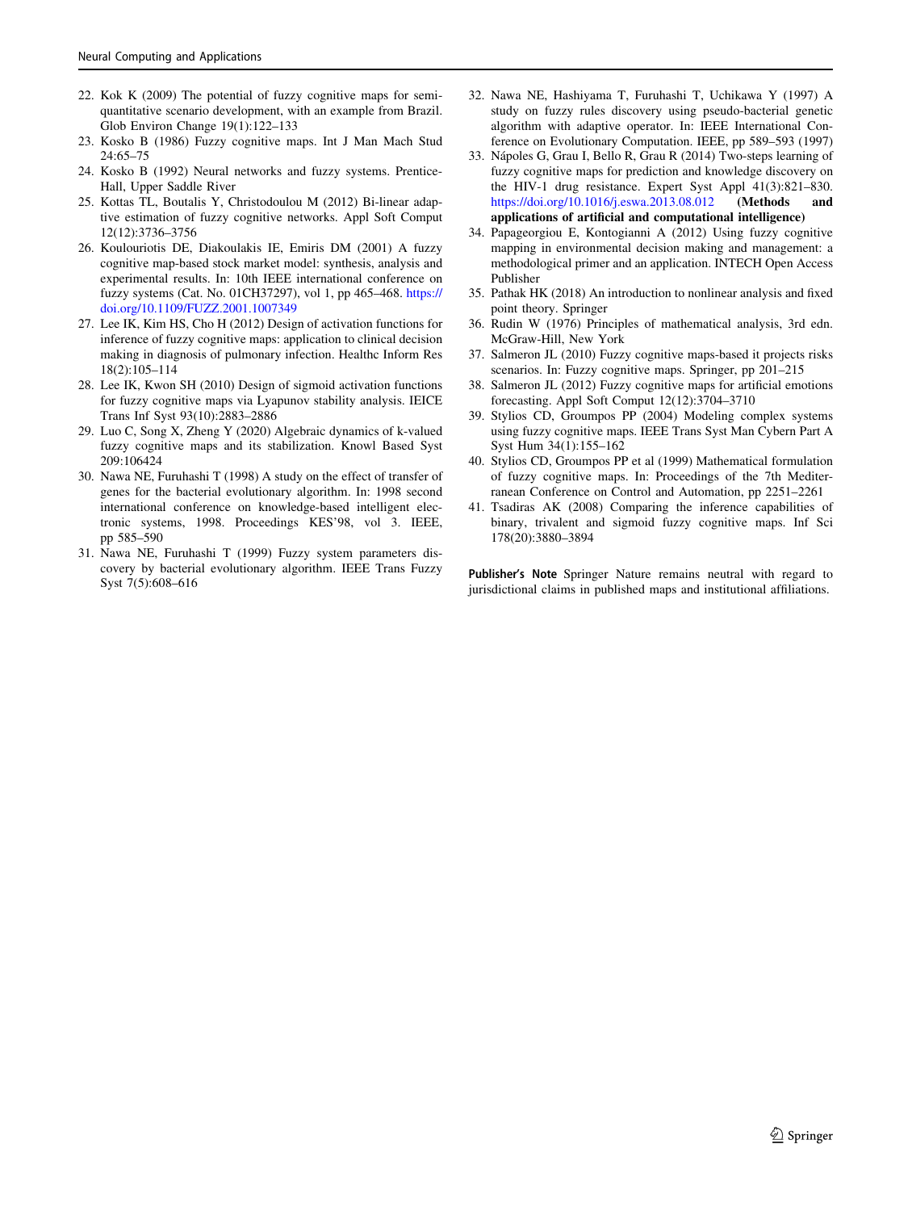22. Kok K (2009) The potential of fuzzy cognitive maps for semi-quantitative scenario development, with an example from Brazil. Glob Environ Change 19(1):122–133
23. Kosko B (1986) Fuzzy cognitive maps. Int J Man Mach Stud 24:65–75
24. Kosko B (1992) Neural networks and fuzzy systems. Prentice-Hall, Upper Saddle River
25. Kottas TL, Boutalis Y, Christodoulou M (2012) Bi-linear adaptive estimation of fuzzy cognitive networks. Appl Soft Comput 12(12):3736–3756
26. Koulouriotis DE, Diakoulakis IE, Emiris DM (2001) A fuzzy cognitive map-based stock market model: synthesis, analysis and experimental results. In: 10th IEEE international conference on fuzzy systems (Cat. No. 01CH37297), vol 1, pp 465–468. https://doi.org/10.1109/FUZZ.2001.1007349
27. Lee IK, Kim HS, Cho H (2012) Design of activation functions for inference of fuzzy cognitive maps: application to clinical decision making in diagnosis of pulmonary infection. Healthc Inform Res 18(2):105–114
28. Lee IK, Kwon SH (2010) Design of sigmoid activation functions for fuzzy cognitive maps via Lyapunov stability analysis. IEICE Trans Inf Syst 93(10):2883–2886
29. Luo C, Song X, Zheng Y (2020) Algebraic dynamics of k-valued fuzzy cognitive maps and its stabilization. Knowl Based Syst 209:106424
30. Nawa NE, Furuhashi T (1998) A study on the effect of transfer of genes for the bacterial evolutionary algorithm. In: 1998 second international conference on knowledge-based intelligent electronic systems, 1998. Proceedings KES'98, vol 3. IEEE, pp 585–590
31. Nawa NE, Furuhashi T (1999) Fuzzy system parameters discovery by bacterial evolutionary algorithm. IEEE Trans Fuzzy Syst 7(5):608–616
32. Nawa NE, Hashiyama T, Furuhashi T, Uchikawa Y (1997) A study on fuzzy rules discovery using pseudo-bacterial genetic algorithm with adaptive operator. In: IEEE International Conference on Evolutionary Computation. IEEE, pp 589–593 (1997)
33. Nápoles G, Grau I, Bello R, Grau R (2014) Two-steps learning of fuzzy cognitive maps for prediction and knowledge discovery on the HIV-1 drug resistance. Expert Syst Appl 41(3):821–830. https://doi.org/10.1016/j.eswa.2013.08.012 **(Methods and applications of artificial and computational intelligence)**
34. Papageorgiou E, Kontogianni A (2012) Using fuzzy cognitive mapping in environmental decision making and management: a methodological primer and an application. INTECH Open Access Publisher
35. Pathak HK (2018) An introduction to nonlinear analysis and fixed point theory. Springer
36. Rudin W (1976) Principles of mathematical analysis, 3rd edn. McGraw-Hill, New York
37. Salmeron JL (2010) Fuzzy cognitive maps-based it projects risks scenarios. In: Fuzzy cognitive maps. Springer, pp 201–215
38. Salmeron JL (2012) Fuzzy cognitive maps for artificial emotions forecasting. Appl Soft Comput 12(12):3704–3710
39. Stylios CD, Groumpos PP (2004) Modeling complex systems using fuzzy cognitive maps. IEEE Trans Syst Man Cybern Part A Syst Hum 34(1):155–162
40. Stylios CD, Groumpos PP et al (1999) Mathematical formulation of fuzzy cognitive maps. In: Proceedings of the 7th Mediterranean Conference on Control and Automation, pp 2251–2261
41. Tsadiras AK (2008) Comparing the inference capabilities of binary, trivalent and sigmoid fuzzy cognitive maps. Inf Sci 178(20):3880–3894

**Publisher's Note** Springer Nature remains neutral with regard to jurisdictional claims in published maps and institutional affiliations.